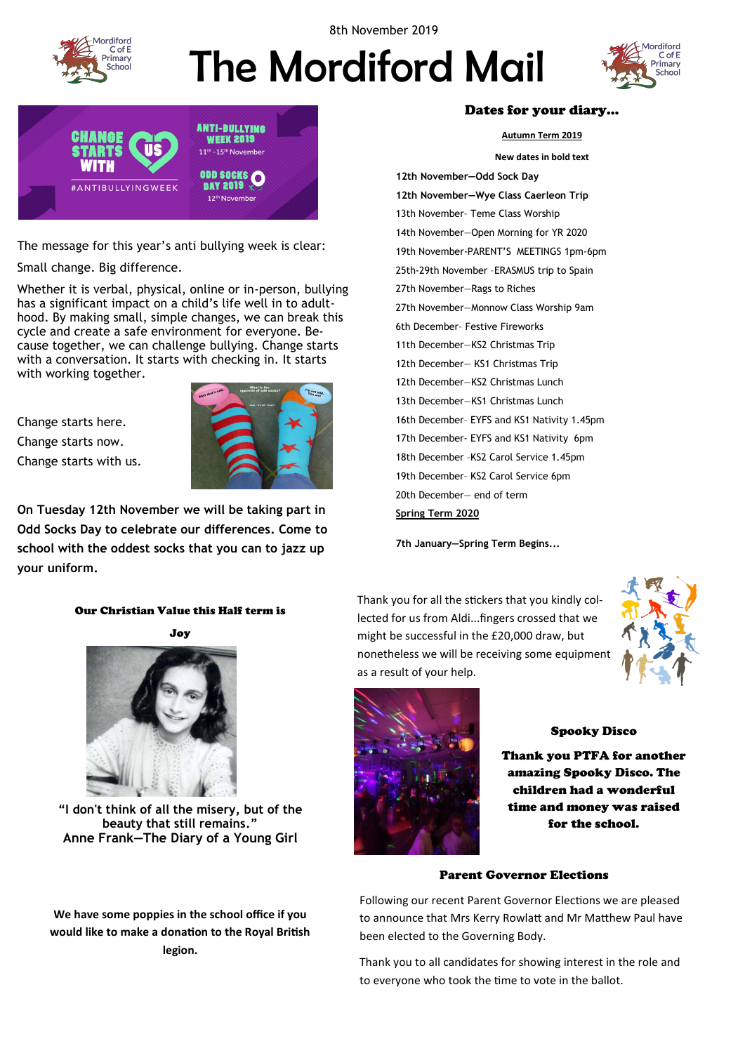8th November 2019

# The Mordiford Mail

The message for this year's anti bullying week is clear:

Small change. Big difference.

Whether it is verbal, physical, online or in-person, bullying has a significant impact on a child's life well in to adulthood. By making small, simple changes, we can break this cycle and create a safe environment for everyone. Because together, we can challenge bullying. Change starts with a conversation. It starts with checking in. It starts with working together.

Change starts here.
Change starts now.
Change starts with us.

**On Tuesday 12th November we will be taking part in Odd Socks Day to celebrate our differences. Come to school with the oddest socks that you can to jazz up your uniform.**

### Our Christian Value this Half term is

**Joy**

"I don't think of all the misery, but of the beauty that still remains."
Anne Frank—The Diary of a Young Girl

**We have some poppies in the school office if you would like to make a donation to the Royal British legion.**

## Dates for your diary...

**Autumn Term 2019**

**New dates in bold text**

**12th November—Odd Sock Day**
**12th November—Wye Class Caerleon Trip**
13th November- Teme Class Worship
14th November—Open Morning for YR 2020
19th November-PARENT'S MEETINGS 1pm-6pm
25th-29th November -ERASMUS trip to Spain
27th November—Rags to Riches
27th November—Monnow Class Worship 9am
6th December- Festive Fireworks
11th December—KS2 Christmas Trip
12th December— KS1 Christmas Trip
12th December—KS2 Christmas Lunch
13th December—KS1 Christmas Lunch
16th December- EYFS and KS1 Nativity 1.45pm
17th December- EYFS and KS1 Nativity 6pm
18th December -KS2 Carol Service 1.45pm
19th December- KS2 Carol Service 6pm
20th December— end of term

**Spring Term 2020**

**7th January—Spring Term Begins...**

Thank you for all the stickers that you kindly collected for us from Aldi...fingers crossed that we might be successful in the £20,000 draw, but nonetheless we will be receiving some equipment as a result of your help.

### Spooky Disco

**Thank you PTFA for another amazing Spooky Disco. The children had a wonderful time and money was raised for the school.**

### Parent Governor Elections

Following our recent Parent Governor Elections we are pleased to announce that Mrs Kerry Rowlatt and Mr Matthew Paul have been elected to the Governing Body.

Thank you to all candidates for showing interest in the role and to everyone who took the time to vote in the ballot.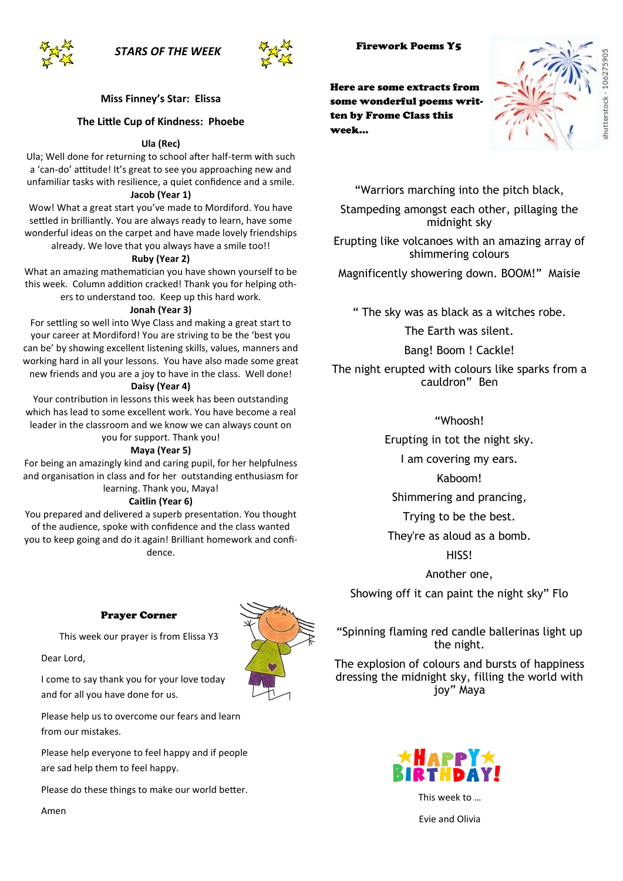## STARS OF THE WEEK

**Miss Finney's Star: Elissa**

**The Little Cup of Kindness: Phoebe**

**Ula (Rec)**

Ula; Well done for returning to school after half-term with such a 'can-do' attitude! It's great to see you approaching new and unfamiliar tasks with resilience, a quiet confidence and a smile.

**Jacob (Year 1)**

Wow! What a great start you've made to Mordiford. You have settled in brilliantly. You are always ready to learn, have some wonderful ideas on the carpet and have made lovely friendships already. We love that you always have a smile too!!

**Ruby (Year 2)**

What an amazing mathematician you have shown yourself to be this week. Column addition cracked! Thank you for helping others to understand too. Keep up this hard work.

**Jonah (Year 3)**

For settling so well into Wye Class and making a great start to your career at Mordiford! You are striving to be the 'best you can be' by showing excellent listening skills, values, manners and working hard in all your lessons. You have also made some great new friends and you are a joy to have in the class. Well done!

**Daisy (Year 4)**

Your contribution in lessons this week has been outstanding which has lead to some excellent work. You have become a real leader in the classroom and we know we can always count on you for support. Thank you!

**Maya (Year 5)**

For being an amazingly kind and caring pupil, for her helpfulness and organisation in class and for her outstanding enthusiasm for learning. Thank you, Maya!

**Caitlin (Year 6)**

You prepared and delivered a superb presentation. You thought of the audience, spoke with confidence and the class wanted you to keep going and do it again! Brilliant homework and confidence.

## Prayer Corner

This week our prayer is from Elissa Y3

Dear Lord,

I come to say thank you for your love today and for all you have done for us.

Please help us to overcome our fears and learn from our mistakes.

Please help everyone to feel happy and if people are sad help them to feel happy.

Please do these things to make our world better.

Amen

## Firework Poems Y5

**Here are some extracts from some wonderful poems written by Frome Class this week…**

"Warriors marching into the pitch black,

Stampeding amongst each other, pillaging the midnight sky

Erupting like volcanoes with an amazing array of shimmering colours

Magnificently showering down. BOOM!" Maisie

" The sky was as black as a witches robe.

The Earth was silent.

Bang! Boom ! Cackle!

The night erupted with colours like sparks from a cauldron" Ben

"Whoosh!

Erupting in tot the night sky.

I am covering my ears.

Kaboom!

Shimmering and prancing,

Trying to be the best.

They're as aloud as a bomb.

HISS!

Another one,

Showing off it can paint the night sky" Flo

"Spinning flaming red candle ballerinas light up the night.

The explosion of colours and bursts of happiness dressing the midnight sky, filling the world with joy" Maya

**HAPPY BIRTHDAY!**

This week to …

Evie and Olivia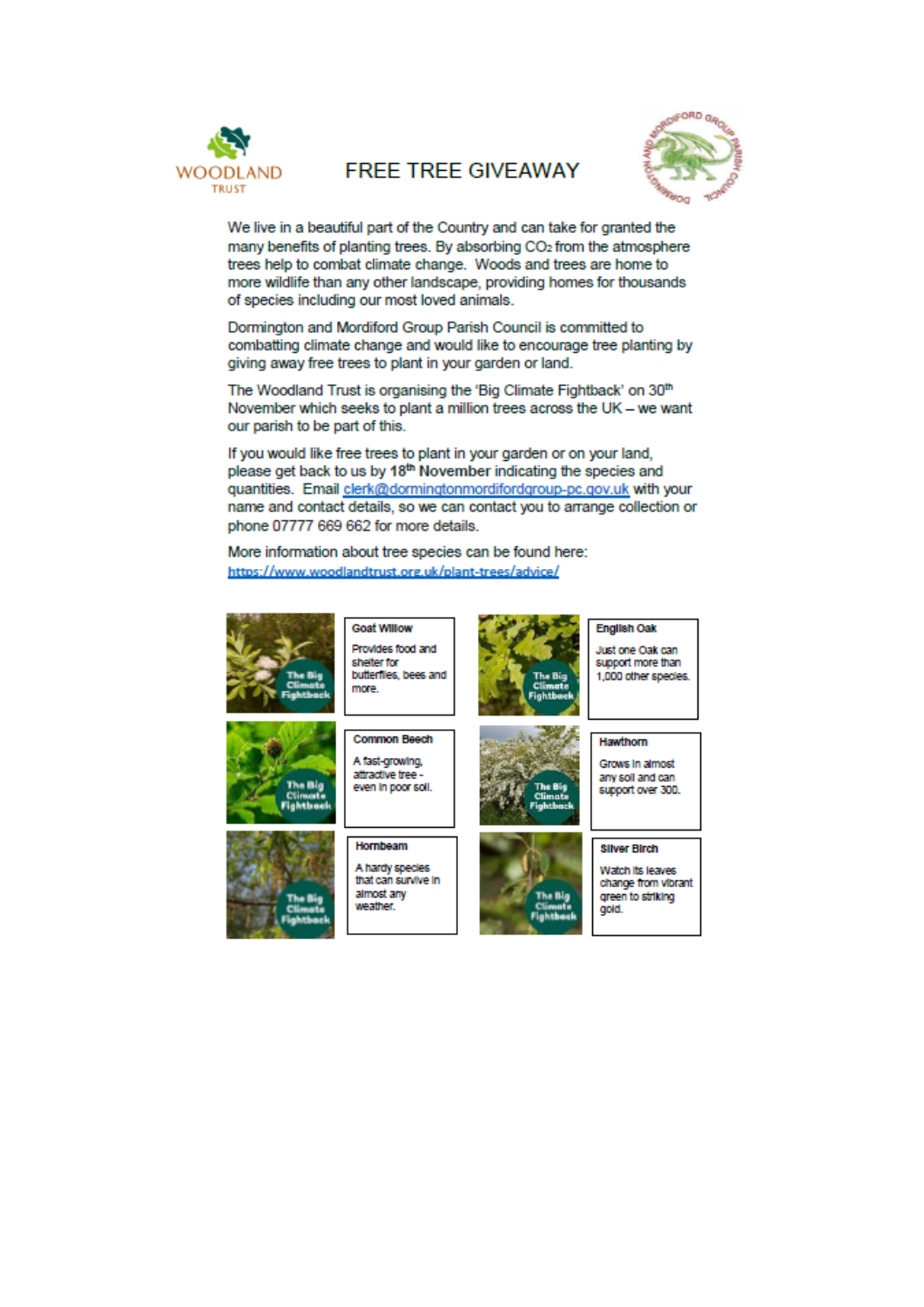# FREE TREE GIVEAWAY

We live in a beautiful part of the Country and can take for granted the many benefits of planting trees. By absorbing $CO_2$ from the atmosphere trees help to combat climate change. Woods and trees are home to more wildlife than any other landscape, providing homes for thousands of species including our most loved animals.

Dormington and Mordiford Group Parish Council is committed to combatting climate change and would like to encourage tree planting by giving away free trees to plant in your garden or land.

The Woodland Trust is organising the 'Big Climate Fightback' on 30th November which seeks to plant a million trees across the UK – we want our parish to be part of this.

If you would like free trees to plant in your garden or on your land, please get back to us by **18th November** indicating the species and quantities. Email clerk@dormingtonmordifordgroup-pc.gov.uk with your name and contact details, so we can contact you to arrange collection or phone 07777 669 662 for more details.

More information about tree species can be found here:
https://www.woodlandtrust.org.uk/plant-trees/advice/

**Goat Willow**

Provides food and shelter for butterflies, bees and more.

**English Oak**

Just one Oak can support more than 1,000 other species.

**Common Beech**

A fast-growing, attractive tree - even in poor soil.

**Hawthorn**

Grows in almost any soil and can support over 300.

**Hornbeam**

A hardy species that can survive in almost any weather.

**Silver Birch**

Watch its leaves change from vibrant green to striking gold.